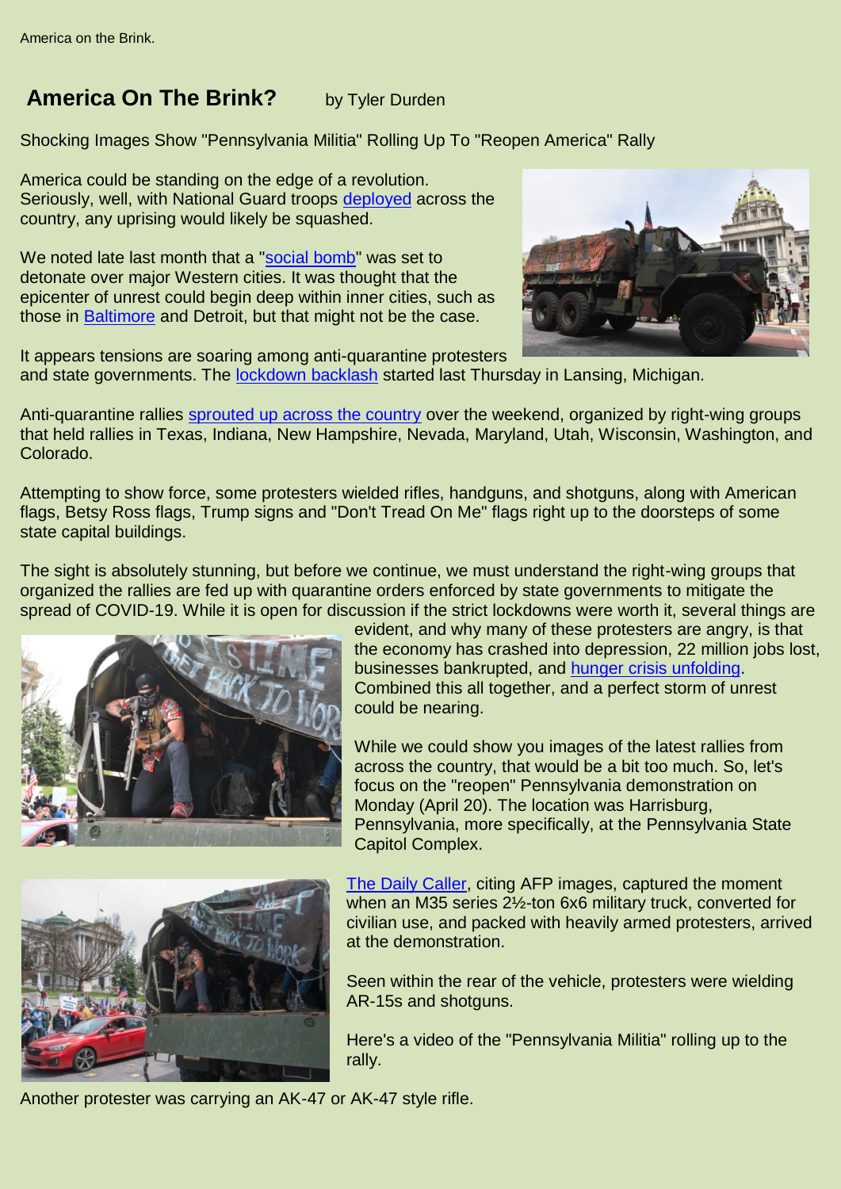## America On The Brink? by Tyler Durden

Shocking Images Show "Pennsylvania Militia" Rolling Up To "Reopen America" Rally

America could be standing on the edge of a revolution. Seriously, well, with National Guard troops deployed across the country, any uprising would likely be squashed.

We noted late last month that a "social bomb" was set to detonate over major Western cities. It was thought that the epicenter of unrest could begin deep within inner cities, such as those in Baltimore and Detroit, but that might not be the case.

It appears tensions are soaring among anti-quarantine protesters and state governments. The lockdown backlash started last Thursday in Lansing, Michigan.

Anti-quarantine rallies sprouted up across the country over the weekend, organized by right-wing groups that held rallies in Texas, Indiana, New Hampshire, Nevada, Maryland, Utah, Wisconsin, Washington, and Colorado.

Attempting to show force, some protesters wielded rifles, handguns, and shotguns, along with American flags, Betsy Ross flags, Trump signs and "Don't Tread On Me" flags right up to the doorsteps of some state capital buildings.

The sight is absolutely stunning, but before we continue, we must understand the right-wing groups that organized the rallies are fed up with quarantine orders enforced by state governments to mitigate the spread of COVID-19. While it is open for discussion if the strict lockdowns were worth it, several things are evident, and why many of these protesters are angry, is that the economy has crashed into depression, 22 million jobs lost, businesses bankrupted, and hunger crisis unfolding. Combined this all together, and a perfect storm of unrest could be nearing.

While we could show you images of the latest rallies from across the country, that would be a bit too much. So, let's focus on the "reopen" Pennsylvania demonstration on Monday (April 20). The location was Harrisburg, Pennsylvania, more specifically, at the Pennsylvania State Capitol Complex.

The Daily Caller, citing AFP images, captured the moment when an M35 series 2½-ton 6x6 military truck, converted for civilian use, and packed with heavily armed protesters, arrived at the demonstration.

Seen within the rear of the vehicle, protesters were wielding AR-15s and shotguns.

Here's a video of the "Pennsylvania Militia" rolling up to the rally.

Another protester was carrying an AK-47 or AK-47 style rifle.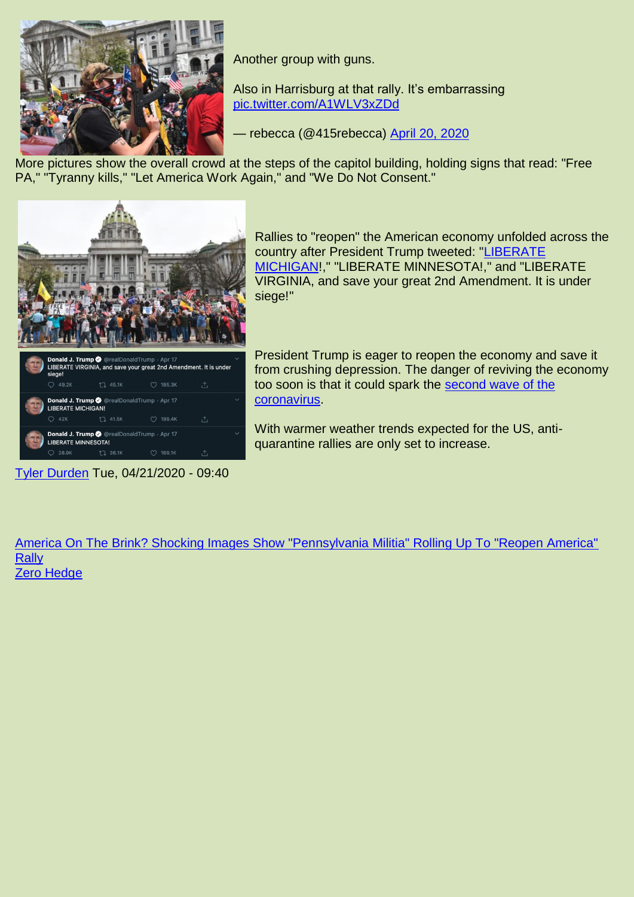Another group with guns.

Also in Harrisburg at that rally. It's embarrassing [pic.twitter.com/A1WLV3xZDd](pic.twitter.com/A1WLV3xZDd)

— rebecca (@415rebecca) [April 20, 2020]()

More pictures show the overall crowd at the steps of the capitol building, holding signs that read: "Free PA," "Tyranny kills," "Let America Work Again," and "We Do Not Consent."

Rallies to "reopen" the American economy unfolded across the country after President Trump tweeted: "[LIBERATE MICHIGAN]()!," "LIBERATE MINNESOTA!," and "LIBERATE VIRGINIA, and save your great 2nd Amendment. It is under siege!"

President Trump is eager to reopen the economy and save it from crushing depression. The danger of reviving the economy too soon is that it could spark the [second wave of the coronavirus]().

With warmer weather trends expected for the US, anti-quarantine rallies are only set to increase.

[Tyler Durden]() Tue, 04/21/2020 - 09:40

[America On The Brink? Shocking Images Show "Pennsylvania Militia" Rolling Up To "Reopen America" Rally]()
[Zero Hedge]()